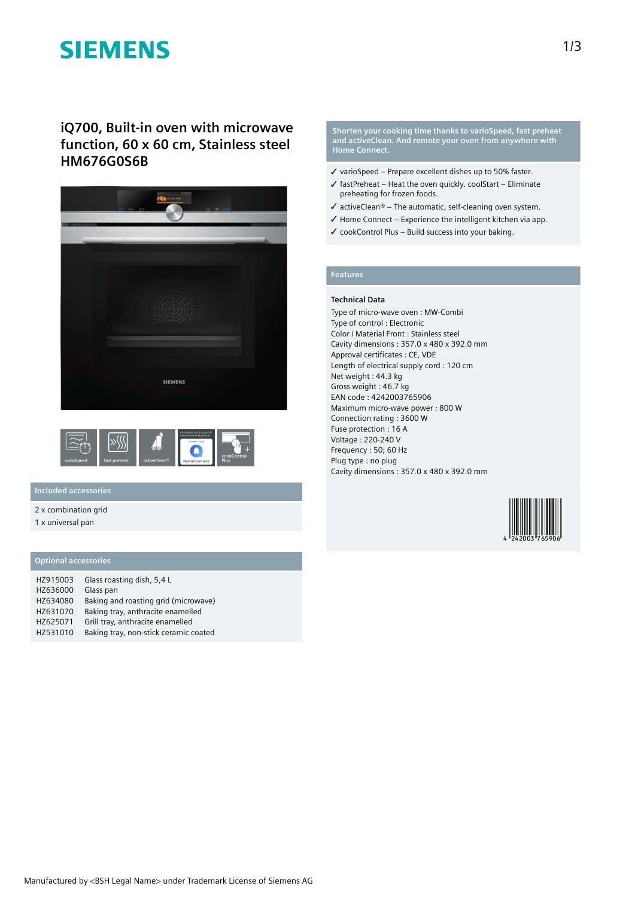SIEMENS

# iQ700, Built-in oven with microwave function, 60 x 60 cm, Stainless steel HM676G0S6B

## Included accessories

2 x combination grid
1 x universal pan

## Optional accessories

| | |
|---|---|
| HZ915003 | Glass roasting dish, 5,4 L |
| HZ636000 | Glass pan |
| HZ634080 | Baking and roasting grid (microwave) |
| HZ631070 | Baking tray, anthracite enamelled |
| HZ625071 | Grill tray, anthracite enamelled |
| HZ531010 | Baking tray, non-stick ceramic coated |

## Shorten your cooking time thanks to varioSpeed, fast preheat and activeClean. And remote your oven from anywhere with Home Connect.

- ✓ varioSpeed – Prepare excellent dishes up to 50% faster.
- ✓ fastPreheat – Heat the oven quickly. coolStart – Eliminate preheating for frozen foods.
- ✓ activeClean® – The automatic, self-cleaning oven system.
- ✓ Home Connect – Experience the intelligent kitchen via app.
- ✓ cookControl Plus – Build success into your baking.

## Features

### Technical Data

Type of micro-wave oven : MW-Combi
Type of control : Electronic
Color / Material Front : Stainless steel
Cavity dimensions : 357.0 x 480 x 392.0 mm
Approval certificates : CE, VDE
Length of electrical supply cord : 120 cm
Net weight : 44.3 kg
Gross weight : 46.7 kg
EAN code : 4242003765906
Maximum micro-wave power : 800 W
Connection rating : 3600 W
Fuse protection : 16 A
Voltage : 220-240 V
Frequency : 50; 60 Hz
Plug type : no plug
Cavity dimensions : 357.0 x 480 x 392.0 mm

Manufactured by <BSH Legal Name> under Trademark License of Siemens AG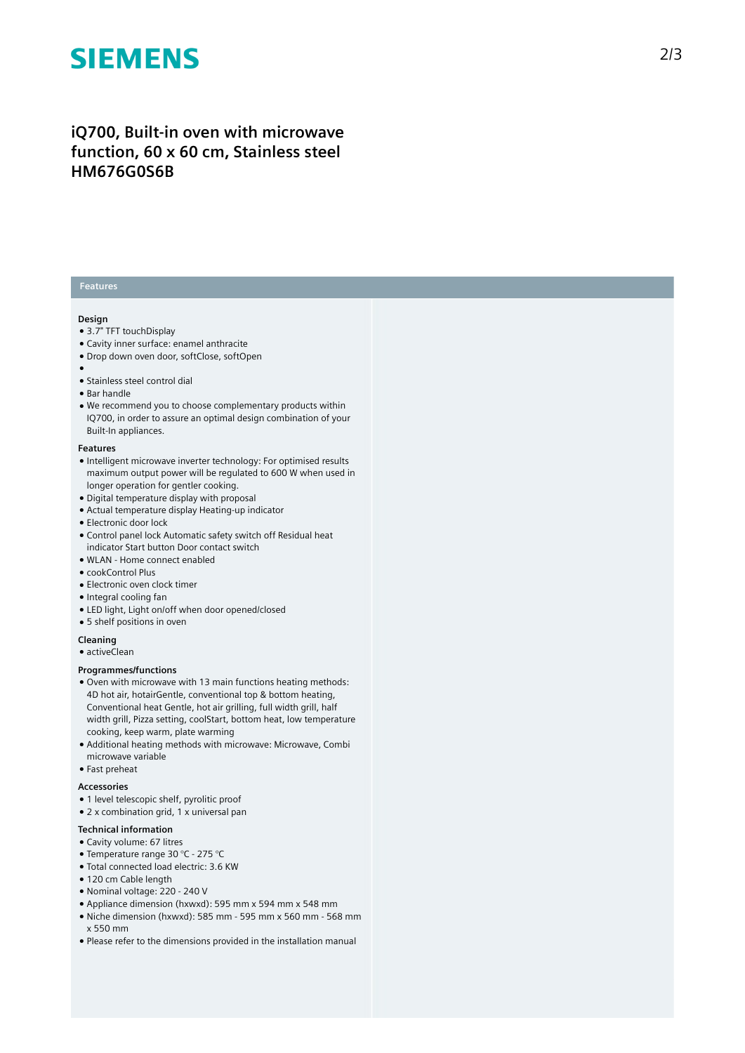# iQ700, Built-in oven with microwave function, 60 x 60 cm, Stainless steel HM676G0S6B

## Features

### Design

- 3.7" TFT touchDisplay
- Cavity inner surface: enamel anthracite
- Drop down oven door, softClose, softOpen
- 
- Stainless steel control dial
- Bar handle
- We recommend you to choose complementary products within IQ700, in order to assure an optimal design combination of your Built-In appliances.

### Features

- Intelligent microwave inverter technology: For optimised results maximum output power will be regulated to 600 W when used in longer operation for gentler cooking.
- Digital temperature display with proposal
- Actual temperature display Heating-up indicator
- Electronic door lock
- Control panel lock Automatic safety switch off Residual heat indicator Start button Door contact switch
- WLAN - Home connect enabled
- cookControl Plus
- Electronic oven clock timer
- Integral cooling fan
- LED light, Light on/off when door opened/closed
- 5 shelf positions in oven

### Cleaning

- activeClean

### Programmes/functions

- Oven with microwave with 13 main functions heating methods: 4D hot air, hotairGentle, conventional top & bottom heating, Conventional heat Gentle, hot air grilling, full width grill, half width grill, Pizza setting, coolStart, bottom heat, low temperature cooking, keep warm, plate warming
- Additional heating methods with microwave: Microwave, Combi microwave variable
- Fast preheat

### Accessories

- 1 level telescopic shelf, pyrolitic proof
- 2 x combination grid, 1 x universal pan

### Technical information

- Cavity volume: 67 litres
- Temperature range 30 °C - 275 °C
- Total connected load electric: 3.6 KW
- 120 cm Cable length
- Nominal voltage: 220 - 240 V
- Appliance dimension (hxwxd): 595 mm x 594 mm x 548 mm
- Niche dimension (hxwxd): 585 mm - 595 mm x 560 mm - 568 mm x 550 mm
- Please refer to the dimensions provided in the installation manual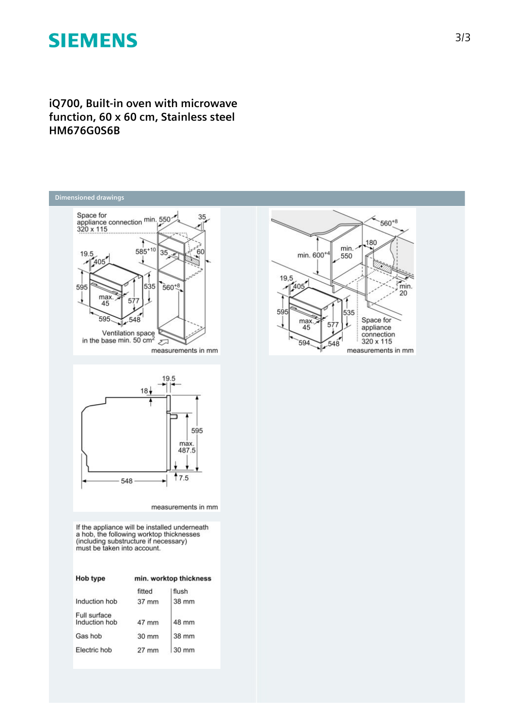**iQ700, Built-in oven with microwave function, 60 x 60 cm, Stainless steel HM676G0S6B**

## Dimensioned drawings

Space for appliance connection 320 x 115
min. 550
35
19.5
405
585+10
35
60
595
535
560+8
max. 45
577
595
548
Ventilation space in the base min. 50 cm²
measurements in mm

560+8
180
min. 550
min. 600+4
19,5
405
min. 20
595
535
max. 45
577
594
548
Space for appliance connection 320 x 115
measurements in mm

19.5
18
595
max. 487.5
548
7.5
measurements in mm

If the appliance will be installed underneath a hob, the following worktop thicknesses (including substructure if necessary) must be taken into account.

| Hob type | min. worktop thickness | |
|---|---|---|
| | fitted | flush |
| Induction hob | 37 mm | 38 mm |
| Full surface Induction hob | 47 mm | 48 mm |
| Gas hob | 30 mm | 38 mm |
| Electric hob | 27 mm | 30 mm |